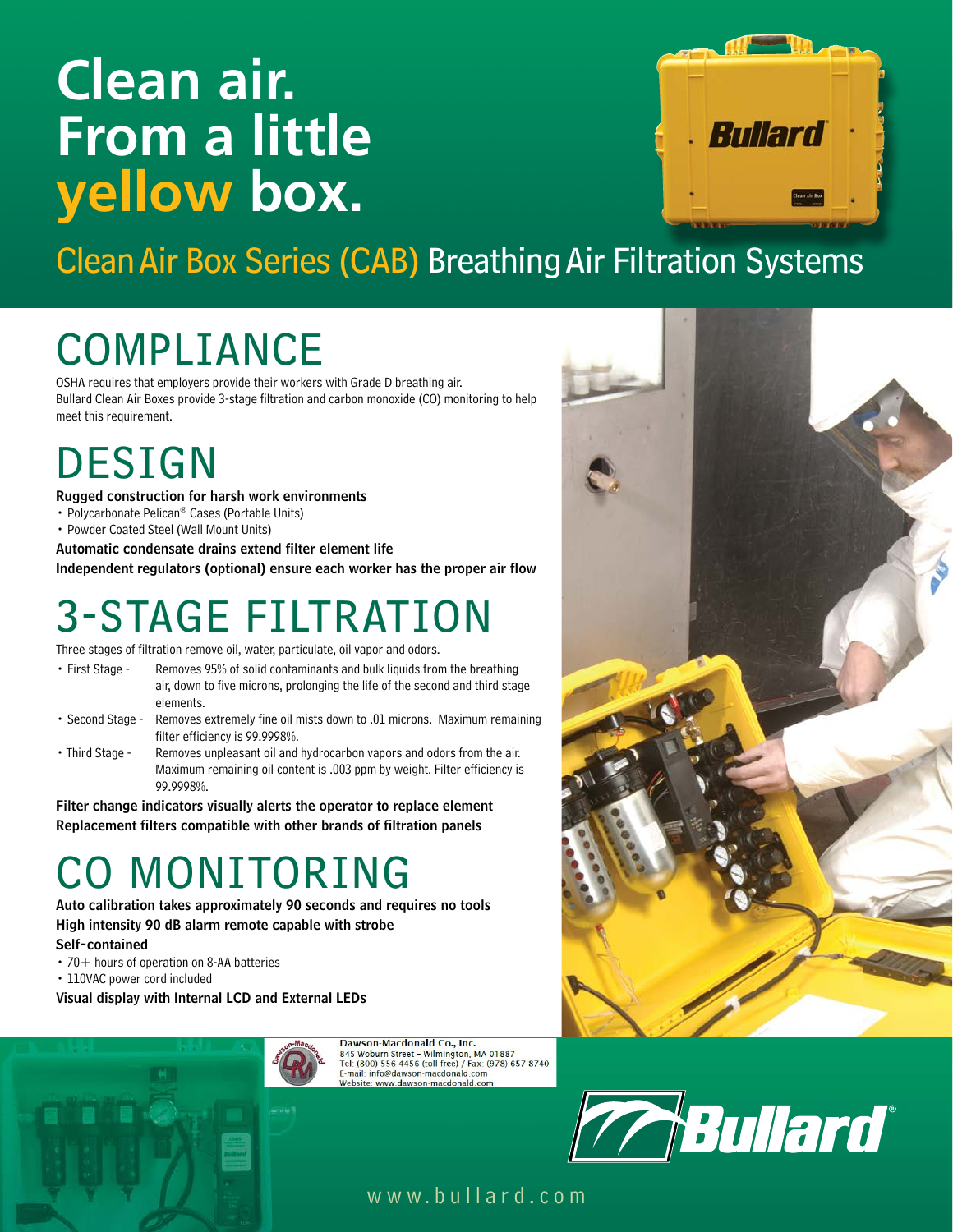# Clean air. From a little yellow box.

## Clean Air Box Series (CAB) Breathing Air Filtration Systems

## COMPLIANCE

OSHA requires that employers provide their workers with Grade D breathing air. Bullard Clean Air Boxes provide 3-stage filtration and carbon monoxide (CO) monitoring to help meet this requirement.

## DESIGN

**Rugged construction for harsh work environments**

- Polycarbonate Pelican® Cases (Portable Units)
- Powder Coated Steel (Wall Mount Units)

**Automatic condensate drains extend filter element life**

**Independent regulators (optional) ensure each worker has the proper air flow**

## 3-STAGE FILTRATION

Three stages of filtration remove oil, water, particulate, oil vapor and odors.

- First Stage - Removes 95% of solid contaminants and bulk liquids from the breathing air, down to five microns, prolonging the life of the second and third stage elements.
- Second Stage - Removes extremely fine oil mists down to .01 microns. Maximum remaining filter efficiency is 99.9998%.
- Third Stage - Removes unpleasant oil and hydrocarbon vapors and odors from the air. Maximum remaining oil content is .003 ppm by weight. Filter efficiency is 99.9998%.

**Filter change indicators visually alerts the operator to replace element**

**Replacement filters compatible with other brands of filtration panels**

## CO MONITORING

**Auto calibration takes approximately 90 seconds and requires no tools**

**High intensity 90 dB alarm remote capable with strobe**

**Self-contained**

- 70+ hours of operation on 8-AA batteries
- 110VAC power cord included

**Visual display with Internal LCD and External LEDs**

Dawson-Macdonald Co., Inc.
845 Woburn Street – Wilmington, MA 01887
Tel: (800) 556-4456 (toll free) / Fax: (978) 657-8740
E-mail: info@dawson-macdonald.com
Website: www.dawson-macdonald.com

Bullard®

www.bullard.com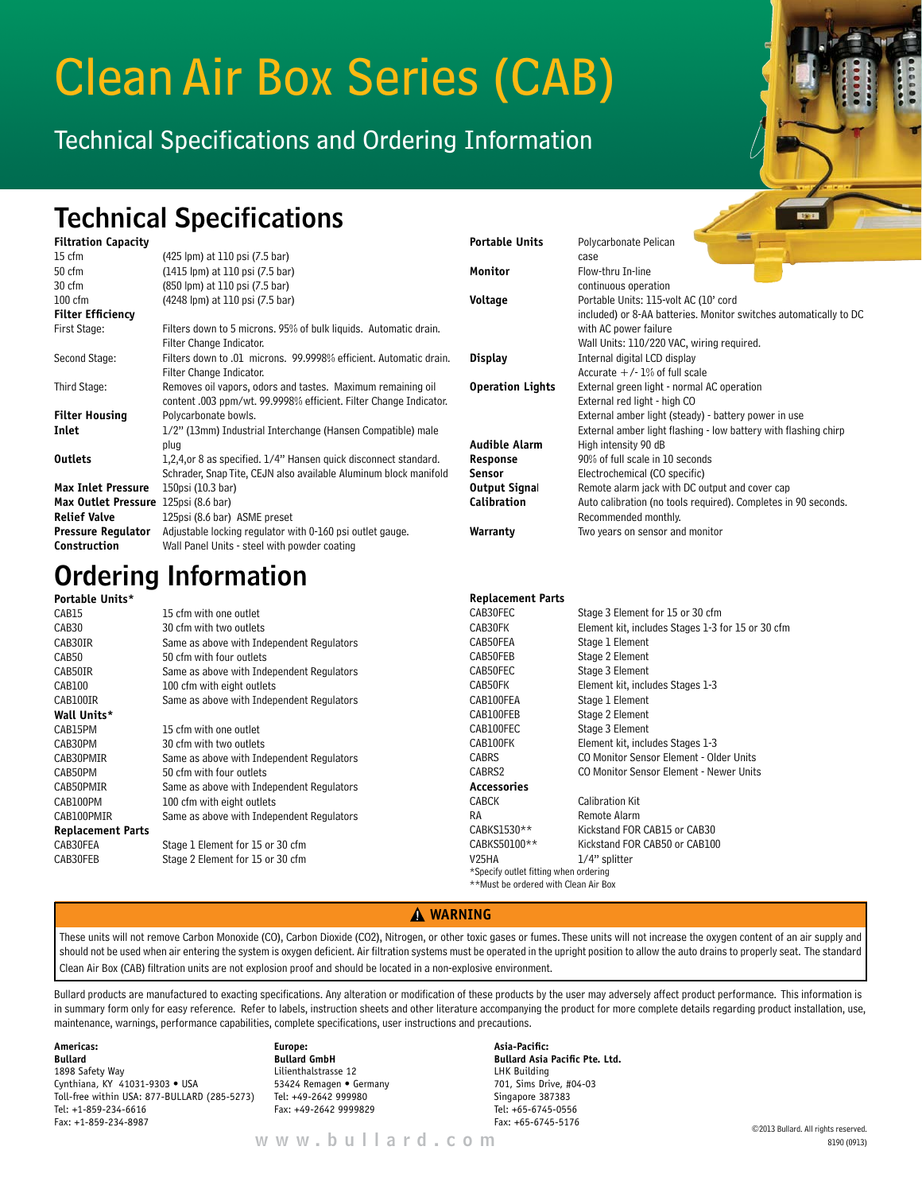# Clean Air Box Series (CAB)

## Technical Specifications and Ordering Information

## Technical Specifications

| | |
|---|---|
| **Filtration Capacity** | |
| 15 cfm | (425 lpm) at 110 psi (7.5 bar) |
| 50 cfm | (1415 lpm) at 110 psi (7.5 bar) |
| 30 cfm | (850 lpm) at 110 psi (7.5 bar) |
| 100 cfm | (4248 lpm) at 110 psi (7.5 bar) |
| **Filter Efficiency** | |
| First Stage: | Filters down to 5 microns. 95% of bulk liquids. Automatic drain. Filter Change Indicator. |
| Second Stage: | Filters down to .01 microns. 99.9998% efficient. Automatic drain. Filter Change Indicator. |
| Third Stage: | Removes oil vapors, odors and tastes. Maximum remaining oil content .003 ppm/wt. 99.9998% efficient. Filter Change Indicator. |
| **Filter Housing** | Polycarbonate bowls. |
| **Inlet** | 1/2" (13mm) Industrial Interchange (Hansen Compatible) male plug |
| **Outlets** | 1,2,4,or 8 as specified. 1/4" Hansen quick disconnect standard. Schrader, Snap Tite, CEJN also available Aluminum block manifold |
| **Max Inlet Pressure** | 150psi (10.3 bar) |
| **Max Outlet Pressure** | 125psi (8.6 bar) |
| **Relief Valve** | 125psi (8.6 bar) ASME preset |
| **Pressure Regulator** | Adjustable locking regulator with 0-160 psi outlet gauge. |
| **Construction** | Wall Panel Units - steel with powder coating |
| **Portable Units** | Polycarbonate Pelican case |
| **Monitor** | Flow-thru In-line continuous operation |
| **Voltage** | Portable Units: 115-volt AC (10' cord included) or 8-AA batteries. Monitor switches automatically to DC with AC power failure Wall Units: 110/220 VAC, wiring required. |
| **Display** | Internal digital LCD display Accurate +/- 1% of full scale |
| **Operation Lights** | External green light - normal AC operation External red light - high CO External amber light (steady) - battery power in use External amber light flashing - low battery with flashing chirp |
| **Audible Alarm** | High intensity 90 dB |
| **Response** | 90% of full scale in 10 seconds |
| **Sensor** | Electrochemical (CO specific) |
| **Output Signal** | Remote alarm jack with DC output and cover cap |
| **Calibration** | Auto calibration (no tools required). Completes in 90 seconds. Recommended monthly. |
| **Warranty** | Two years on sensor and monitor |

## Ordering Information

| | |
|---|---|
| **Portable Units*** | |
| CAB15 | 15 cfm with one outlet |
| CAB30 | 30 cfm with two outlets |
| CAB30IR | Same as above with Independent Regulators |
| CAB50 | 50 cfm with four outlets |
| CAB50IR | Same as above with Independent Regulators |
| CAB100 | 100 cfm with eight outlets |
| CAB100IR | Same as above with Independent Regulators |
| **Wall Units*** | |
| CAB15PM | 15 cfm with one outlet |
| CAB30PM | 30 cfm with two outlets |
| CAB30PMIR | Same as above with Independent Regulators |
| CAB50PM | 50 cfm with four outlets |
| CAB50PMIR | Same as above with Independent Regulators |
| CAB100PM | 100 cfm with eight outlets |
| CAB100PMIR | Same as above with Independent Regulators |
| **Replacement Parts** | |
| CAB30FEA | Stage 1 Element for 15 or 30 cfm |
| CAB30FEB | Stage 2 Element for 15 or 30 cfm |
| CAB30FEC | Stage 3 Element for 15 or 30 cfm |
| CAB30FK | Element kit, includes Stages 1-3 for 15 or 30 cfm |
| CAB50FEA | Stage 1 Element |
| CAB50FEB | Stage 2 Element |
| CAB50FEC | Stage 3 Element |
| CAB50FK | Element kit, includes Stages 1-3 |
| CAB100FEA | Stage 1 Element |
| CAB100FEB | Stage 2 Element |
| CAB100FEC | Stage 3 Element |
| CAB100FK | Element kit, includes Stages 1-3 |
| CABRS | CO Monitor Sensor Element - Older Units |
| CABRS2 | CO Monitor Sensor Element - Newer Units |
| **Accessories** | |
| CABCK | Calibration Kit |
| RA | Remote Alarm |
| CABKS1530** | Kickstand FOR CAB15 or CAB30 |
| CABKS50100** | Kickstand FOR CAB50 or CAB100 |
| V25HA | 1/4" splitter |

*Specify outlet fitting when ordering

**Must be ordered with Clean Air Box

### ⚠ WARNING

These units will not remove Carbon Monoxide (CO), Carbon Dioxide ($CO_2$), Nitrogen, or other toxic gases or fumes. These units will not increase the oxygen content of an air supply and should not be used when air entering the system is oxygen deficient. Air filtration systems must be operated in the upright position to allow the auto drains to properly seat. The standard Clean Air Box (CAB) filtration units are not explosion proof and should be located in a non-explosive environment.

Bullard products are manufactured to exacting specifications. Any alteration or modification of these products by the user may adversely affect product performance. This information is in summary form only for easy reference. Refer to labels, instruction sheets and other literature accompanying the product for more complete details regarding product installation, use, maintenance, warnings, performance capabilities, complete specifications, user instructions and precautions.

**Americas:**
**Bullard**
1898 Safety Way
Cynthiana, KY 41031-9303 • USA
Toll-free within USA: 877-BULLARD (285-5273)
Tel: +1-859-234-6616
Fax: +1-859-234-8987

**Europe:**
**Bullard GmbH**
Lilienthalstrasse 12
53424 Remagen • Germany
Tel: +49-2642 999980
Fax: +49-2642 9999829

**Asia-Pacific:**
**Bullard Asia Pacific Pte. Ltd.**
LHK Building
701, Sims Drive, #04-03
Singapore 387383
Tel: +65-6745-0556
Fax: +65-6745-5176

www.bullard.com

©2013 Bullard. All rights reserved.
8190 (0913)